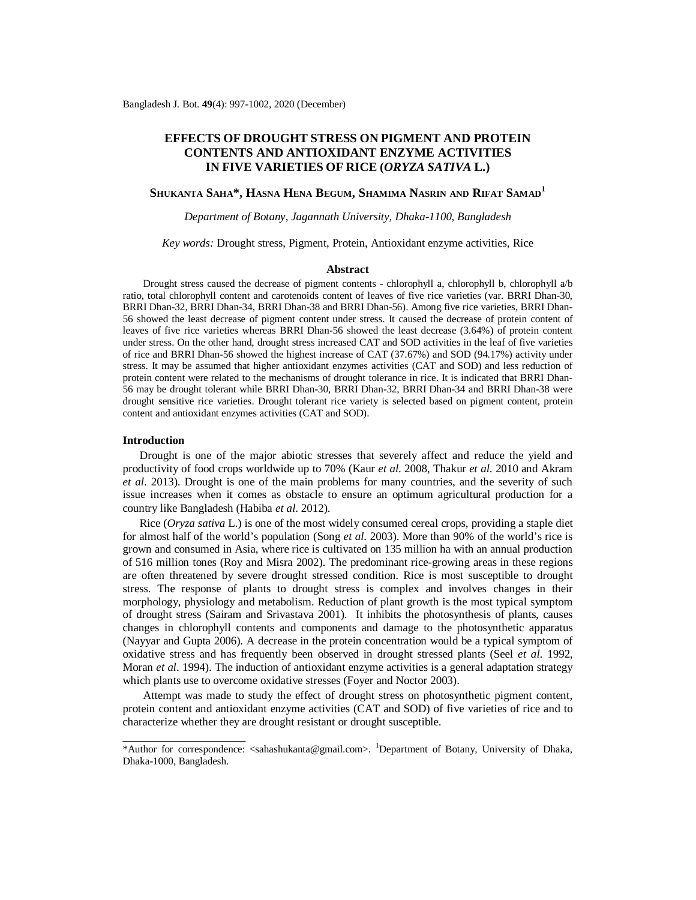# EFFECTS OF DROUGHT STRESS ON PIGMENT AND PROTEIN CONTENTS AND ANTIOXIDANT ENZYME ACTIVITIES IN FIVE VARIETIES OF RICE (*ORYZA SATIVA* L.)

**SHUKANTA SAHA\*, HASNA HENA BEGUM, SHAMIMA NASRIN AND RIFAT SAMAD[1]**

*Department of Botany, Jagannath University, Dhaka-1100, Bangladesh*

*Key words:* Drought stress, Pigment, Protein, Antioxidant enzyme activities, Rice

## Abstract

Drought stress caused the decrease of pigment contents - chlorophyll a, chlorophyll b, chlorophyll a/b ratio, total chlorophyll content and carotenoids content of leaves of five rice varieties (var. BRRI Dhan-30, BRRI Dhan-32, BRRI Dhan-34, BRRI Dhan-38 and BRRI Dhan-56). Among five rice varieties, BRRI Dhan-56 showed the least decrease of pigment content under stress. It caused the decrease of protein content of leaves of five rice varieties whereas BRRI Dhan-56 showed the least decrease (3.64%) of protein content under stress. On the other hand, drought stress increased CAT and SOD activities in the leaf of five varieties of rice and BRRI Dhan-56 showed the highest increase of CAT (37.67%) and SOD (94.17%) activity under stress. It may be assumed that higher antioxidant enzymes activities (CAT and SOD) and less reduction of protein content were related to the mechanisms of drought tolerance in rice. It is indicated that BRRI Dhan-56 may be drought tolerant while BRRI Dhan-30, BRRI Dhan-32, BRRI Dhan-34 and BRRI Dhan-38 were drought sensitive rice varieties. Drought tolerant rice variety is selected based on pigment content, protein content and antioxidant enzymes activities (CAT and SOD).

## Introduction

Drought is one of the major abiotic stresses that severely affect and reduce the yield and productivity of food crops worldwide up to 70% (Kaur *et al.* 2008, Thakur *et al.* 2010 and Akram *et al*. 2013). Drought is one of the main problems for many countries, and the severity of such issue increases when it comes as obstacle to ensure an optimum agricultural production for a country like Bangladesh (Habiba *et al.* 2012).

Rice (*Oryza sativa* L.) is one of the most widely consumed cereal crops, providing a staple diet for almost half of the world's population (Song *et al.* 2003). More than 90% of the world's rice is grown and consumed in Asia, where rice is cultivated on 135 million ha with an annual production of 516 million tones (Roy and Misra 2002). The predominant rice-growing areas in these regions are often threatened by severe drought stressed condition. Rice is most susceptible to drought stress. The response of plants to drought stress is complex and involves changes in their morphology, physiology and metabolism. Reduction of plant growth is the most typical symptom of drought stress (Sairam and Srivastava 2001). It inhibits the photosynthesis of plants, causes changes in chlorophyll contents and components and damage to the photosynthetic apparatus (Nayyar and Gupta 2006). A decrease in the protein concentration would be a typical symptom of oxidative stress and has frequently been observed in drought stressed plants (Seel *et al.* 1992, Moran *et al*. 1994). The induction of antioxidant enzyme activities is a general adaptation strategy which plants use to overcome oxidative stresses (Foyer and Noctor 2003).

Attempt was made to study the effect of drought stress on photosynthetic pigment content, protein content and antioxidant enzyme activities (CAT and SOD) of five varieties of rice and to characterize whether they are drought resistant or drought susceptible.

---

\*Author for correspondence: <sahashukanta@gmail.com>. [1]Department of Botany, University of Dhaka, Dhaka-1000, Bangladesh.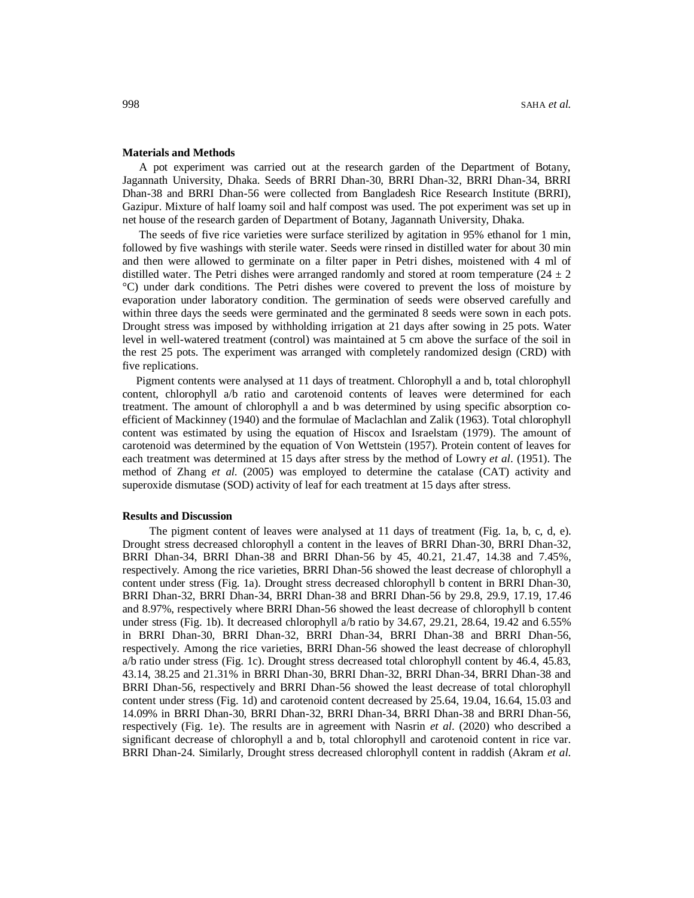**Materials and Methods**

A pot experiment was carried out at the research garden of the Department of Botany, Jagannath University, Dhaka. Seeds of BRRI Dhan-30, BRRI Dhan-32, BRRI Dhan-34, BRRI Dhan-38 and BRRI Dhan-56 were collected from Bangladesh Rice Research Institute (BRRI), Gazipur. Mixture of half loamy soil and half compost was used. The pot experiment was set up in net house of the research garden of Department of Botany, Jagannath University, Dhaka.

The seeds of five rice varieties were surface sterilized by agitation in 95% ethanol for 1 min, followed by five washings with sterile water. Seeds were rinsed in distilled water for about 30 min and then were allowed to germinate on a filter paper in Petri dishes, moistened with 4 ml of distilled water. The Petri dishes were arranged randomly and stored at room temperature (24 ± 2 °C) under dark conditions. The Petri dishes were covered to prevent the loss of moisture by evaporation under laboratory condition. The germination of seeds were observed carefully and within three days the seeds were germinated and the germinated 8 seeds were sown in each pots. Drought stress was imposed by withholding irrigation at 21 days after sowing in 25 pots. Water level in well-watered treatment (control) was maintained at 5 cm above the surface of the soil in the rest 25 pots. The experiment was arranged with completely randomized design (CRD) with five replications.

Pigment contents were analysed at 11 days of treatment. Chlorophyll a and b, total chlorophyll content, chlorophyll a/b ratio and carotenoid contents of leaves were determined for each treatment. The amount of chlorophyll a and b was determined by using specific absorption co-efficient of Mackinney (1940) and the formulae of Maclachlan and Zalik (1963). Total chlorophyll content was estimated by using the equation of Hiscox and Israelstam (1979). The amount of carotenoid was determined by the equation of Von Wettstein (1957). Protein content of leaves for each treatment was determined at 15 days after stress by the method of Lowry *et al*. (1951). The method of Zhang *et al.* (2005) was employed to determine the catalase (CAT) activity and superoxide dismutase (SOD) activity of leaf for each treatment at 15 days after stress.

**Results and Discussion**

The pigment content of leaves were analysed at 11 days of treatment (Fig. 1a, b, c, d, e). Drought stress decreased chlorophyll a content in the leaves of BRRI Dhan-30, BRRI Dhan-32, BRRI Dhan-34, BRRI Dhan-38 and BRRI Dhan-56 by 45, 40.21, 21.47, 14.38 and 7.45%, respectively. Among the rice varieties, BRRI Dhan-56 showed the least decrease of chlorophyll a content under stress (Fig. 1a). Drought stress decreased chlorophyll b content in BRRI Dhan-30, BRRI Dhan-32, BRRI Dhan-34, BRRI Dhan-38 and BRRI Dhan-56 by 29.8, 29.9, 17.19, 17.46 and 8.97%, respectively where BRRI Dhan-56 showed the least decrease of chlorophyll b content under stress (Fig. 1b). It decreased chlorophyll a/b ratio by 34.67, 29.21, 28.64, 19.42 and 6.55% in BRRI Dhan-30, BRRI Dhan-32, BRRI Dhan-34, BRRI Dhan-38 and BRRI Dhan-56, respectively. Among the rice varieties, BRRI Dhan-56 showed the least decrease of chlorophyll a/b ratio under stress (Fig. 1c). Drought stress decreased total chlorophyll content by 46.4, 45.83, 43.14, 38.25 and 21.31% in BRRI Dhan-30, BRRI Dhan-32, BRRI Dhan-34, BRRI Dhan-38 and BRRI Dhan-56, respectively and BRRI Dhan-56 showed the least decrease of total chlorophyll content under stress (Fig. 1d) and carotenoid content decreased by 25.64, 19.04, 16.64, 15.03 and 14.09% in BRRI Dhan-30, BRRI Dhan-32, BRRI Dhan-34, BRRI Dhan-38 and BRRI Dhan-56, respectively (Fig. 1e). The results are in agreement with Nasrin *et al*. (2020) who described a significant decrease of chlorophyll a and b, total chlorophyll and carotenoid content in rice var. BRRI Dhan-24. Similarly, Drought stress decreased chlorophyll content in raddish (Akram *et al.*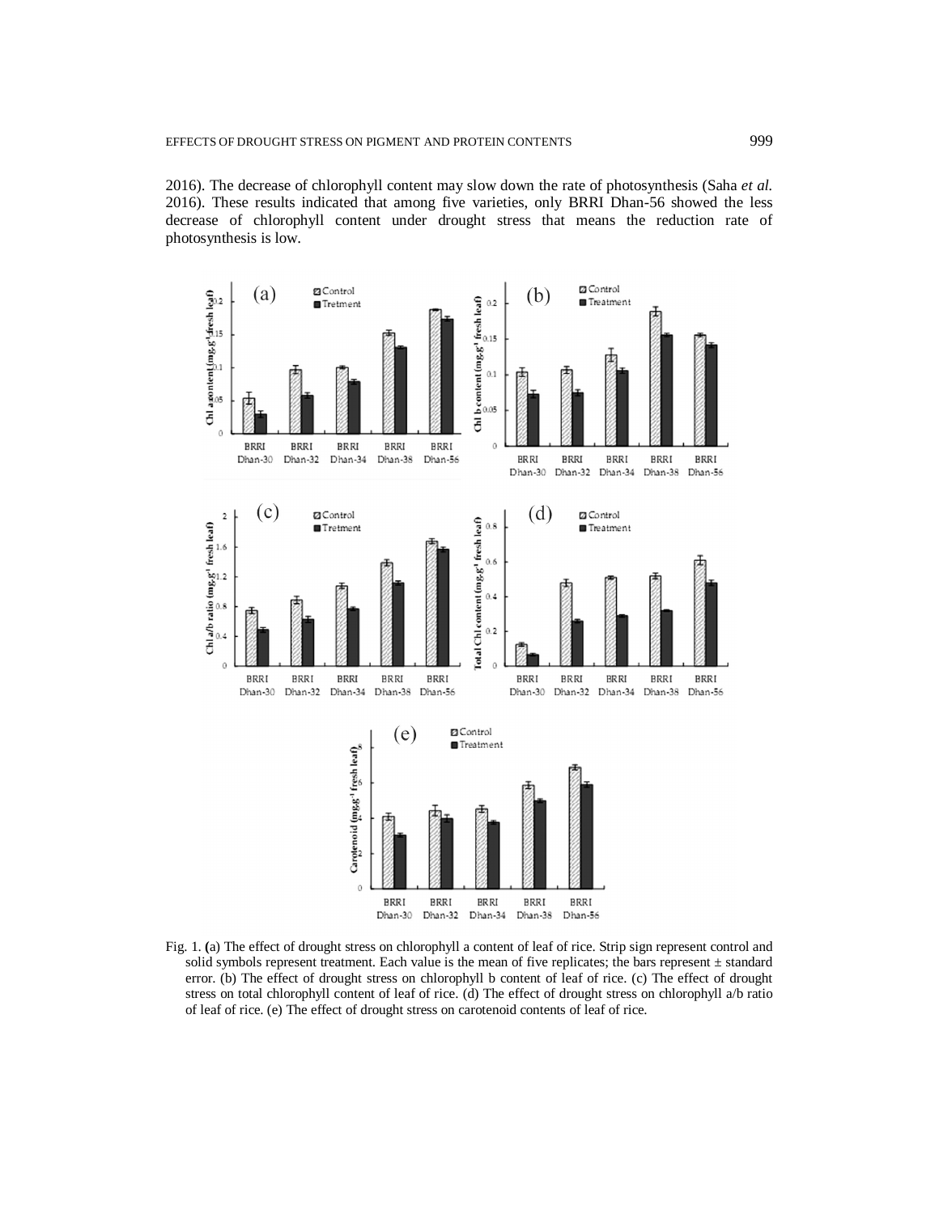2016). The decrease of chlorophyll content may slow down the rate of photosynthesis (Saha *et al.* 2016). These results indicated that among five varieties, only BRRI Dhan-56 showed the less decrease of chlorophyll content under drought stress that means the reduction rate of photosynthesis is low.

Fig. 1. (a) The effect of drought stress on chlorophyll a content of leaf of rice. Strip sign represent control and solid symbols represent treatment. Each value is the mean of five replicates; the bars represent ± standard error. (b) The effect of drought stress on chlorophyll b content of leaf of rice. (c) The effect of drought stress on total chlorophyll content of leaf of rice. (d) The effect of drought stress on chlorophyll a/b ratio of leaf of rice. (e) The effect of drought stress on carotenoid contents of leaf of rice.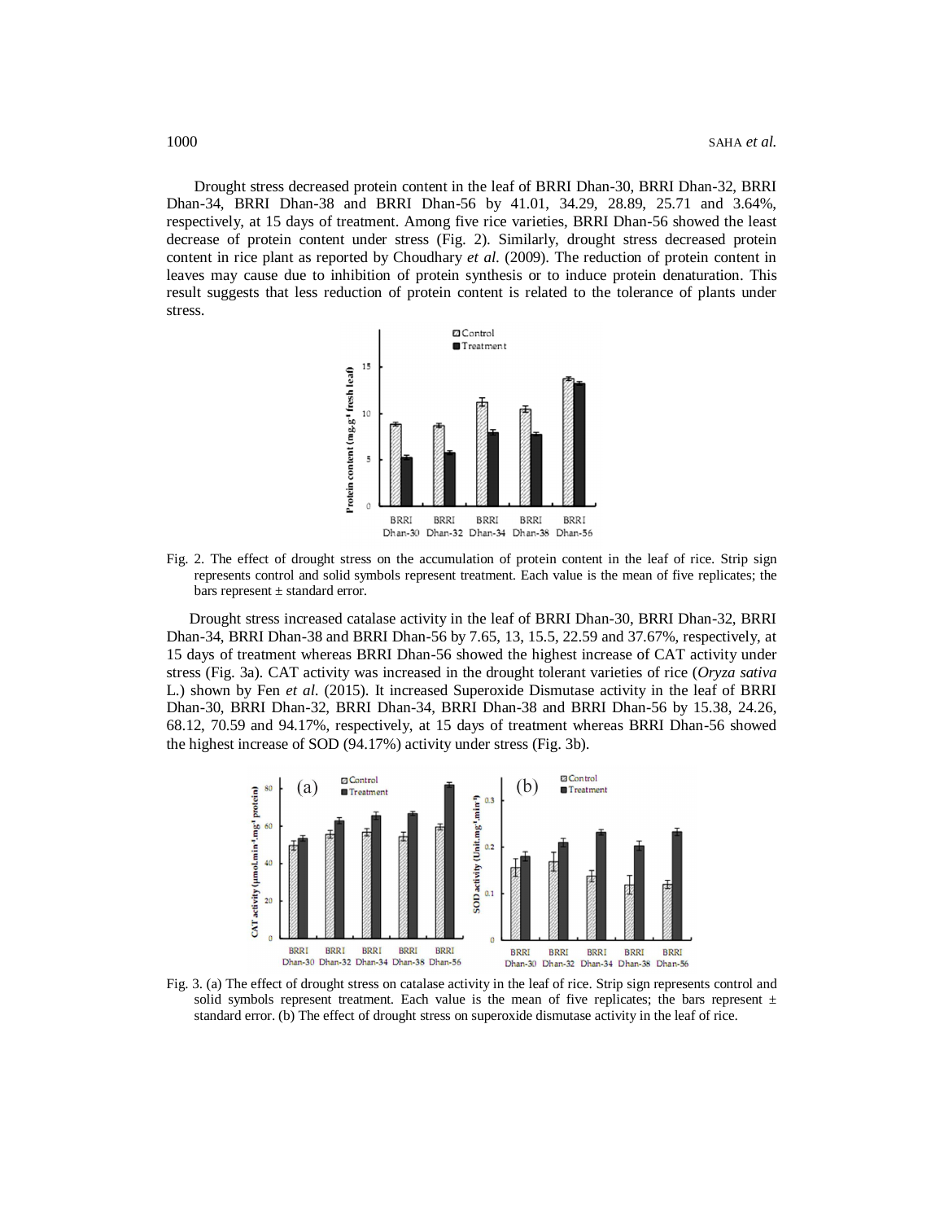Drought stress decreased protein content in the leaf of BRRI Dhan-30, BRRI Dhan-32, BRRI Dhan-34, BRRI Dhan-38 and BRRI Dhan-56 by 41.01, 34.29, 28.89, 25.71 and 3.64%, respectively, at 15 days of treatment. Among five rice varieties, BRRI Dhan-56 showed the least decrease of protein content under stress (Fig. 2). Similarly, drought stress decreased protein content in rice plant as reported by Choudhary *et al.* (2009). The reduction of protein content in leaves may cause due to inhibition of protein synthesis or to induce protein denaturation. This result suggests that less reduction of protein content is related to the tolerance of plants under stress.

Fig. 2. The effect of drought stress on the accumulation of protein content in the leaf of rice. Strip sign represents control and solid symbols represent treatment. Each value is the mean of five replicates; the bars represent ± standard error.

Drought stress increased catalase activity in the leaf of BRRI Dhan-30, BRRI Dhan-32, BRRI Dhan-34, BRRI Dhan-38 and BRRI Dhan-56 by 7.65, 13, 15.5, 22.59 and 37.67%, respectively, at 15 days of treatment whereas BRRI Dhan-56 showed the highest increase of CAT activity under stress (Fig. 3a). CAT activity was increased in the drought tolerant varieties of rice (*Oryza sativa* L.) shown by Fen *et al.* (2015). It increased Superoxide Dismutase activity in the leaf of BRRI Dhan-30, BRRI Dhan-32, BRRI Dhan-34, BRRI Dhan-38 and BRRI Dhan-56 by 15.38, 24.26, 68.12, 70.59 and 94.17%, respectively, at 15 days of treatment whereas BRRI Dhan-56 showed the highest increase of SOD (94.17%) activity under stress (Fig. 3b).

Fig. 3. (a) The effect of drought stress on catalase activity in the leaf of rice. Strip sign represents control and solid symbols represent treatment. Each value is the mean of five replicates; the bars represent ± standard error. (b) The effect of drought stress on superoxide dismutase activity in the leaf of rice.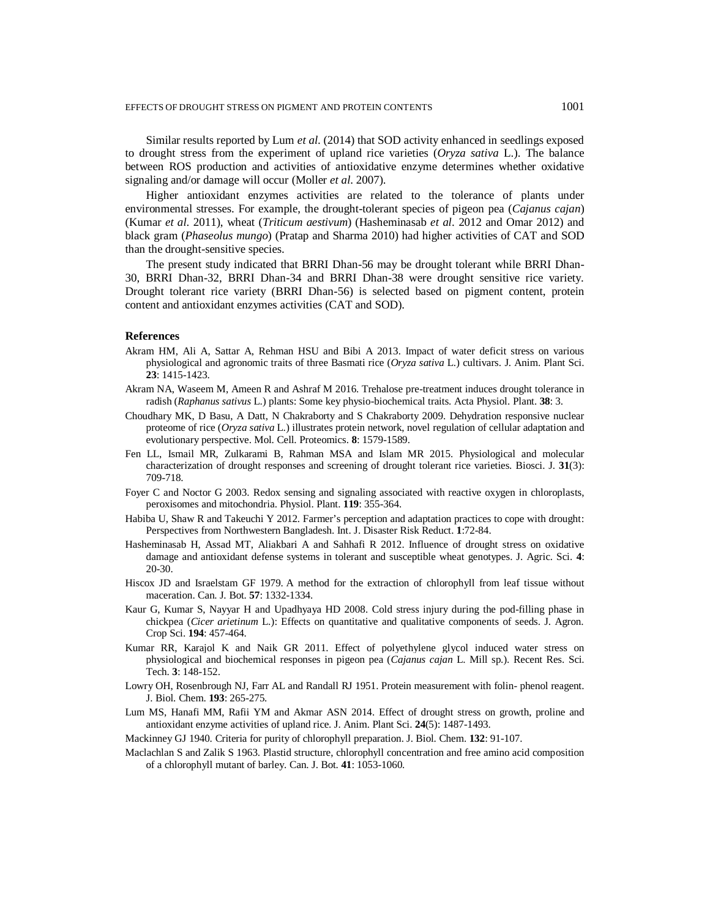Similar results reported by Lum *et al.* (2014) that SOD activity enhanced in seedlings exposed to drought stress from the experiment of upland rice varieties (*Oryza sativa* L.). The balance between ROS production and activities of antioxidative enzyme determines whether oxidative signaling and/or damage will occur (Moller *et al.* 2007).

Higher antioxidant enzymes activities are related to the tolerance of plants under environmental stresses. For example, the drought-tolerant species of pigeon pea (*Cajanus cajan*) (Kumar *et al.* 2011), wheat (*Triticum aestivum*) (Hasheminasab *et al.* 2012 and Omar 2012) and black gram (*Phaseolus mungo*) (Pratap and Sharma 2010) had higher activities of CAT and SOD than the drought-sensitive species.

The present study indicated that BRRI Dhan-56 may be drought tolerant while BRRI Dhan-30, BRRI Dhan-32, BRRI Dhan-34 and BRRI Dhan-38 were drought sensitive rice variety. Drought tolerant rice variety (BRRI Dhan-56) is selected based on pigment content, protein content and antioxidant enzymes activities (CAT and SOD).

## References

Akram HM, Ali A, Sattar A, Rehman HSU and Bibi A 2013. Impact of water deficit stress on various physiological and agronomic traits of three Basmati rice (*Oryza sativa* L.) cultivars. J. Anim. Plant Sci. **23**: 1415-1423.

Akram NA, Waseem M, Ameen R and Ashraf M 2016. Trehalose pre-treatment induces drought tolerance in radish (*Raphanus sativus* L.) plants: Some key physio-biochemical traits. Acta Physiol. Plant. **38**: 3.

Choudhary MK, D Basu, A Datt, N Chakraborty and S Chakraborty 2009. Dehydration responsive nuclear proteome of rice (*Oryza sativa* L.) illustrates protein network, novel regulation of cellular adaptation and evolutionary perspective. Mol. Cell. Proteomics. **8**: 1579-1589.

Fen LL, Ismail MR, Zulkarami B, Rahman MSA and Islam MR 2015. Physiological and molecular characterization of drought responses and screening of drought tolerant rice varieties. Biosci. J. **31**(3): 709-718.

Foyer C and Noctor G 2003. Redox sensing and signaling associated with reactive oxygen in chloroplasts, peroxisomes and mitochondria. Physiol. Plant. **119**: 355-364.

Habiba U, Shaw R and Takeuchi Y 2012. Farmer's perception and adaptation practices to cope with drought: Perspectives from Northwestern Bangladesh. Int. J. Disaster Risk Reduct. **1**:72-84.

Hasheminasab H, Assad MT, Aliakbari A and Sahhafi R 2012. Influence of drought stress on oxidative damage and antioxidant defense systems in tolerant and susceptible wheat genotypes. J. Agric. Sci. **4**: 20-30.

Hiscox JD and Israelstam GF 1979. A method for the extraction of chlorophyll from leaf tissue without maceration. Can. J. Bot. **57**: 1332-1334.

Kaur G, Kumar S, Nayyar H and Upadhyaya HD 2008. Cold stress injury during the pod-filling phase in chickpea (*Cicer arietinum* L.): Effects on quantitative and qualitative components of seeds. J. Agron. Crop Sci. **194**: 457-464.

Kumar RR, Karajol K and Naik GR 2011. Effect of polyethylene glycol induced water stress on physiological and biochemical responses in pigeon pea (*Cajanus cajan* L. Mill sp.). Recent Res. Sci. Tech. **3**: 148-152.

Lowry OH, Rosenbrough NJ, Farr AL and Randall RJ 1951. Protein measurement with folin- phenol reagent. J. Biol. Chem. **193**: 265-275.

Lum MS, Hanafi MM, Rafii YM and Akmar ASN 2014. Effect of drought stress on growth, proline and antioxidant enzyme activities of upland rice. J. Anim. Plant Sci. **24**(5): 1487-1493.

Mackinney GJ 1940. Criteria for purity of chlorophyll preparation. J. Biol. Chem. **132**: 91-107.

Maclachlan S and Zalik S 1963. Plastid structure, chlorophyll concentration and free amino acid composition of a chlorophyll mutant of barley. Can. J. Bot. **41**: 1053-1060.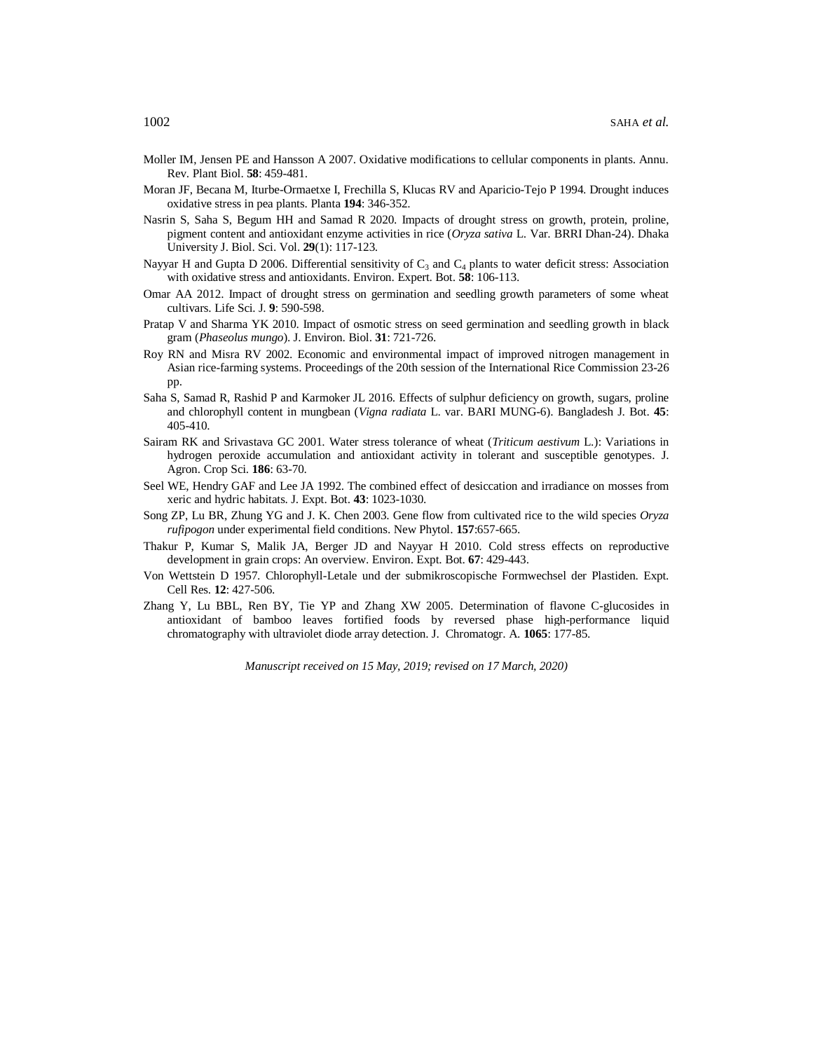Moller IM, Jensen PE and Hansson A 2007. Oxidative modifications to cellular components in plants. Annu. Rev. Plant Biol. **58**: 459-481.

Moran JF, Becana M, Iturbe-Ormaetxe I, Frechilla S, Klucas RV and Aparicio-Tejo P 1994. Drought induces oxidative stress in pea plants. Planta **194**: 346-352.

Nasrin S, Saha S, Begum HH and Samad R 2020. Impacts of drought stress on growth, protein, proline, pigment content and antioxidant enzyme activities in rice (*Oryza sativa* L. Var. BRRI Dhan-24). Dhaka University J. Biol. Sci. Vol. **29**(1): 117-123.

Nayyar H and Gupta D 2006. Differential sensitivity of $C_3$ and $C_4$ plants to water deficit stress: Association with oxidative stress and antioxidants. Environ. Expert. Bot. **58**: 106-113.

Omar AA 2012. Impact of drought stress on germination and seedling growth parameters of some wheat cultivars. Life Sci. J. **9**: 590-598.

Pratap V and Sharma YK 2010. Impact of osmotic stress on seed germination and seedling growth in black gram (*Phaseolus mungo*). J. Environ. Biol. **31**: 721-726.

Roy RN and Misra RV 2002. Economic and environmental impact of improved nitrogen management in Asian rice-farming systems. Proceedings of the 20th session of the International Rice Commission 23-26 pp.

Saha S, Samad R, Rashid P and Karmoker JL 2016. Effects of sulphur deficiency on growth, sugars, proline and chlorophyll content in mungbean (*Vigna radiata* L. var. BARI MUNG-6). Bangladesh J. Bot. **45**: 405-410.

Sairam RK and Srivastava GC 2001. Water stress tolerance of wheat (*Triticum aestivum* L.): Variations in hydrogen peroxide accumulation and antioxidant activity in tolerant and susceptible genotypes. J. Agron. Crop Sci. **186**: 63-70.

Seel WE, Hendry GAF and Lee JA 1992. The combined effect of desiccation and irradiance on mosses from xeric and hydric habitats. J. Expt. Bot. **43**: 1023-1030.

Song ZP, Lu BR, Zhung YG and J. K. Chen 2003. Gene flow from cultivated rice to the wild species *Oryza rufipogon* under experimental field conditions. New Phytol. **157**:657-665.

Thakur P, Kumar S, Malik JA, Berger JD and Nayyar H 2010. Cold stress effects on reproductive development in grain crops: An overview. Environ. Expt. Bot. **67**: 429-443.

Von Wettstein D 1957. Chlorophyll-Letale und der submikroscopische Formwechsel der Plastiden. Expt. Cell Res. **12**: 427-506.

Zhang Y, Lu BBL, Ren BY, Tie YP and Zhang XW 2005. Determination of flavone C-glucosides in antioxidant of bamboo leaves fortified foods by reversed phase high-performance liquid chromatography with ultraviolet diode array detection. J. Chromatogr. A. **1065**: 177-85.

*Manuscript received on 15 May, 2019; revised on 17 March, 2020)*